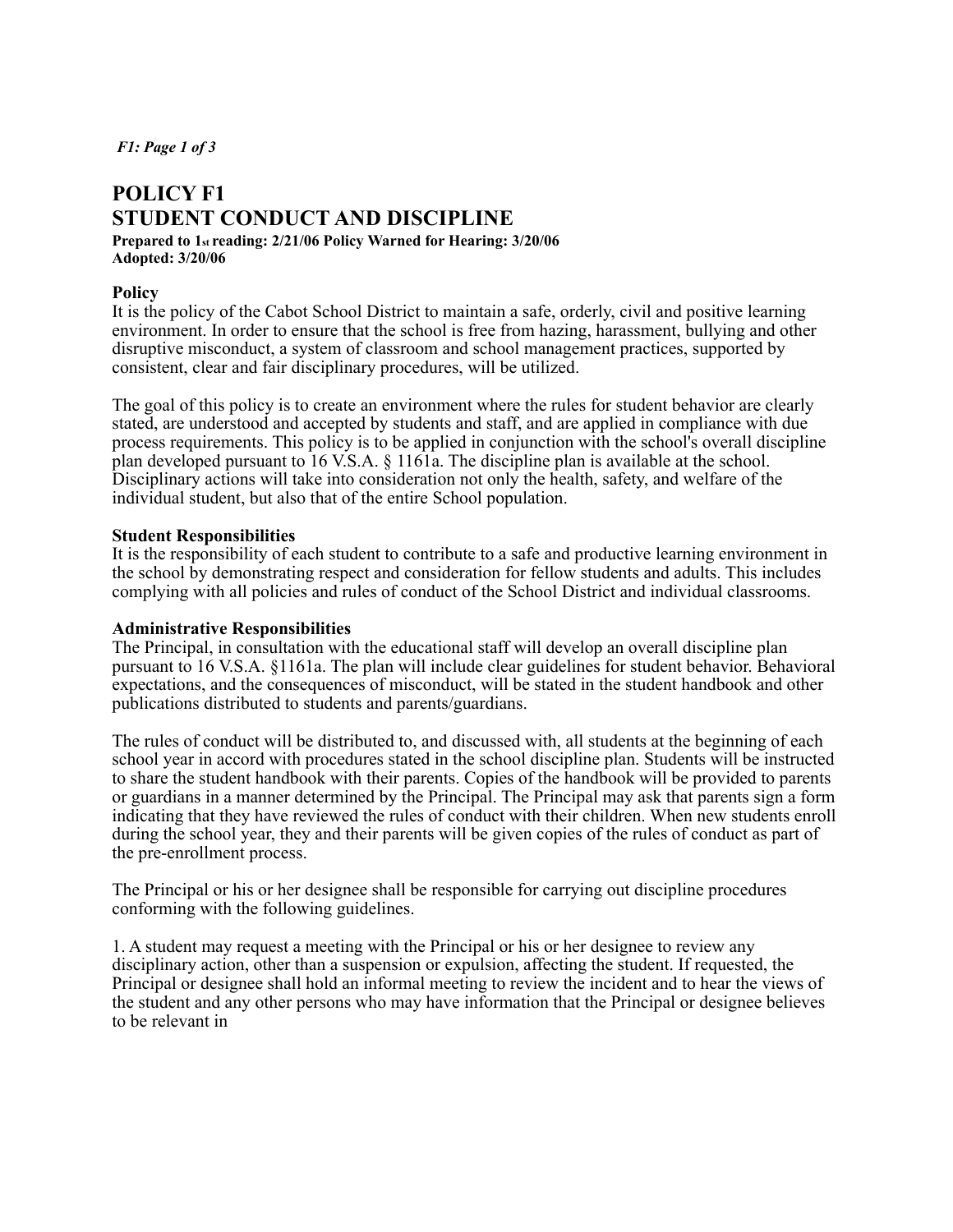# POLICY F1
# STUDENT CONDUCT AND DISCIPLINE

**Prepared to 1st reading: 2/21/06 Policy Warned for Hearing: 3/20/06**
**Adopted: 3/20/06**

### Policy

It is the policy of the Cabot School District to maintain a safe, orderly, civil and positive learning environment. In order to ensure that the school is free from hazing, harassment, bullying and other disruptive misconduct, a system of classroom and school management practices, supported by consistent, clear and fair disciplinary procedures, will be utilized.

The goal of this policy is to create an environment where the rules for student behavior are clearly stated, are understood and accepted by students and staff, and are applied in compliance with due process requirements. This policy is to be applied in conjunction with the school's overall discipline plan developed pursuant to 16 V.S.A. § 1161a. The discipline plan is available at the school. Disciplinary actions will take into consideration not only the health, safety, and welfare of the individual student, but also that of the entire School population.

### Student Responsibilities

It is the responsibility of each student to contribute to a safe and productive learning environment in the school by demonstrating respect and consideration for fellow students and adults. This includes complying with all policies and rules of conduct of the School District and individual classrooms.

### Administrative Responsibilities

The Principal, in consultation with the educational staff will develop an overall discipline plan pursuant to 16 V.S.A. §1161a. The plan will include clear guidelines for student behavior. Behavioral expectations, and the consequences of misconduct, will be stated in the student handbook and other publications distributed to students and parents/guardians.

The rules of conduct will be distributed to, and discussed with, all students at the beginning of each school year in accord with procedures stated in the school discipline plan. Students will be instructed to share the student handbook with their parents. Copies of the handbook will be provided to parents or guardians in a manner determined by the Principal. The Principal may ask that parents sign a form indicating that they have reviewed the rules of conduct with their children. When new students enroll during the school year, they and their parents will be given copies of the rules of conduct as part of the pre-enrollment process.

The Principal or his or her designee shall be responsible for carrying out discipline procedures conforming with the following guidelines.

1. A student may request a meeting with the Principal or his or her designee to review any disciplinary action, other than a suspension or expulsion, affecting the student. If requested, the Principal or designee shall hold an informal meeting to review the incident and to hear the views of the student and any other persons who may have information that the Principal or designee believes to be relevant in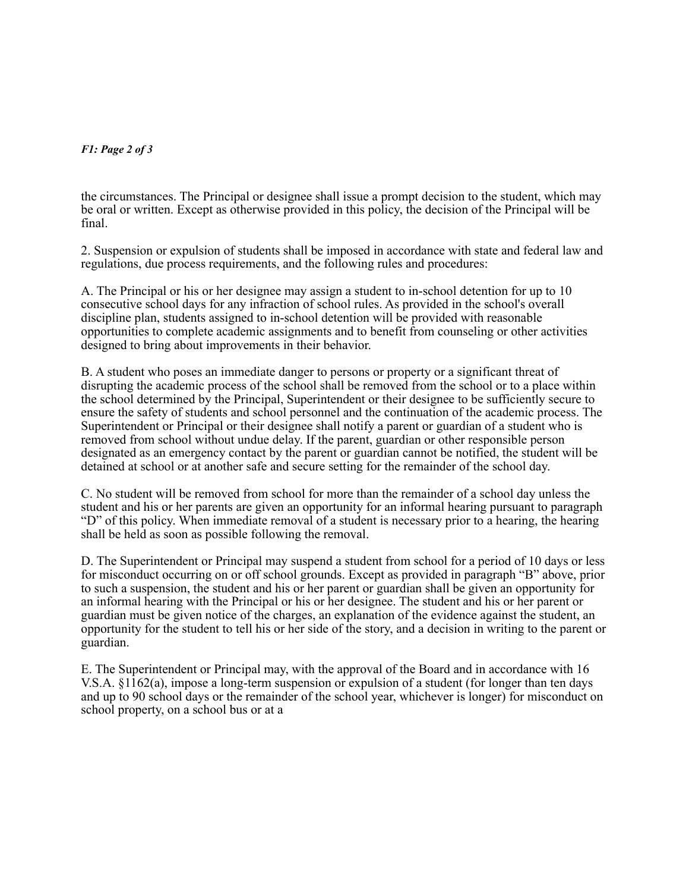the circumstances. The Principal or designee shall issue a prompt decision to the student, which may be oral or written. Except as otherwise provided in this policy, the decision of the Principal will be final.

2. Suspension or expulsion of students shall be imposed in accordance with state and federal law and regulations, due process requirements, and the following rules and procedures:

A. The Principal or his or her designee may assign a student to in-school detention for up to 10 consecutive school days for any infraction of school rules. As provided in the school's overall discipline plan, students assigned to in-school detention will be provided with reasonable opportunities to complete academic assignments and to benefit from counseling or other activities designed to bring about improvements in their behavior.

B. A student who poses an immediate danger to persons or property or a significant threat of disrupting the academic process of the school shall be removed from the school or to a place within the school determined by the Principal, Superintendent or their designee to be sufficiently secure to ensure the safety of students and school personnel and the continuation of the academic process. The Superintendent or Principal or their designee shall notify a parent or guardian of a student who is removed from school without undue delay. If the parent, guardian or other responsible person designated as an emergency contact by the parent or guardian cannot be notified, the student will be detained at school or at another safe and secure setting for the remainder of the school day.

C. No student will be removed from school for more than the remainder of a school day unless the student and his or her parents are given an opportunity for an informal hearing pursuant to paragraph “D” of this policy. When immediate removal of a student is necessary prior to a hearing, the hearing shall be held as soon as possible following the removal.

D. The Superintendent or Principal may suspend a student from school for a period of 10 days or less for misconduct occurring on or off school grounds. Except as provided in paragraph “B” above, prior to such a suspension, the student and his or her parent or guardian shall be given an opportunity for an informal hearing with the Principal or his or her designee. The student and his or her parent or guardian must be given notice of the charges, an explanation of the evidence against the student, an opportunity for the student to tell his or her side of the story, and a decision in writing to the parent or guardian.

E. The Superintendent or Principal may, with the approval of the Board and in accordance with 16 V.S.A. §1162(a), impose a long-term suspension or expulsion of a student (for longer than ten days and up to 90 school days or the remainder of the school year, whichever is longer) for misconduct on school property, on a school bus or at a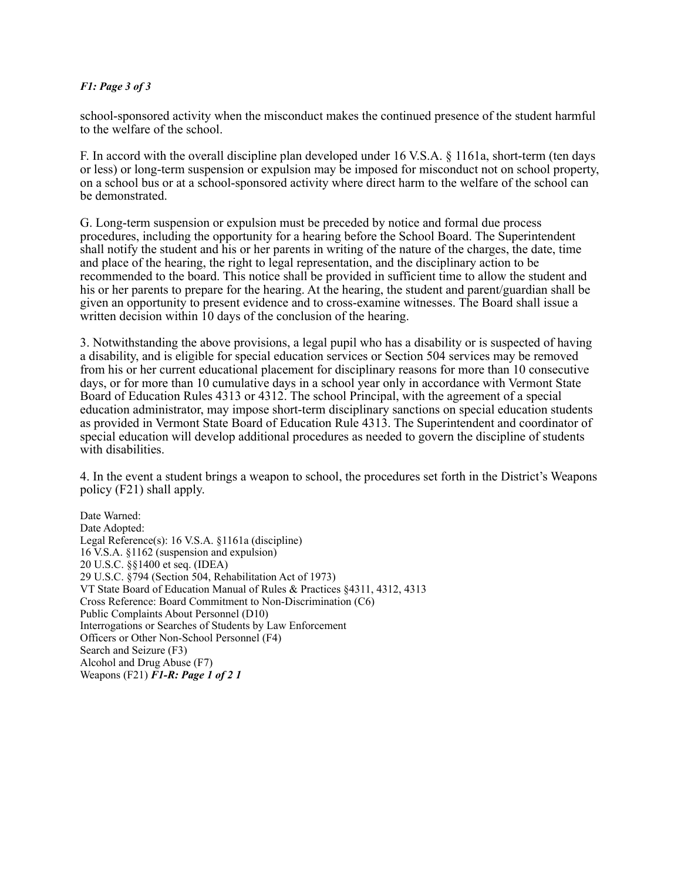school-sponsored activity when the misconduct makes the continued presence of the student harmful to the welfare of the school.

F. In accord with the overall discipline plan developed under 16 V.S.A. § 1161a, short-term (ten days or less) or long-term suspension or expulsion may be imposed for misconduct not on school property, on a school bus or at a school-sponsored activity where direct harm to the welfare of the school can be demonstrated.

G. Long-term suspension or expulsion must be preceded by notice and formal due process procedures, including the opportunity for a hearing before the School Board. The Superintendent shall notify the student and his or her parents in writing of the nature of the charges, the date, time and place of the hearing, the right to legal representation, and the disciplinary action to be recommended to the board. This notice shall be provided in sufficient time to allow the student and his or her parents to prepare for the hearing. At the hearing, the student and parent/guardian shall be given an opportunity to present evidence and to cross-examine witnesses. The Board shall issue a written decision within 10 days of the conclusion of the hearing.

3. Notwithstanding the above provisions, a legal pupil who has a disability or is suspected of having a disability, and is eligible for special education services or Section 504 services may be removed from his or her current educational placement for disciplinary reasons for more than 10 consecutive days, or for more than 10 cumulative days in a school year only in accordance with Vermont State Board of Education Rules 4313 or 4312. The school Principal, with the agreement of a special education administrator, may impose short-term disciplinary sanctions on special education students as provided in Vermont State Board of Education Rule 4313. The Superintendent and coordinator of special education will develop additional procedures as needed to govern the discipline of students with disabilities.

4. In the event a student brings a weapon to school, the procedures set forth in the District's Weapons policy (F21) shall apply.

Date Warned:
Date Adopted:
Legal Reference(s): 16 V.S.A. §1161a (discipline)
16 V.S.A. §1162 (suspension and expulsion)
20 U.S.C. §§1400 et seq. (IDEA)
29 U.S.C. §794 (Section 504, Rehabilitation Act of 1973)
VT State Board of Education Manual of Rules & Practices §4311, 4312, 4313
Cross Reference: Board Commitment to Non-Discrimination (C6)
Public Complaints About Personnel (D10)
Interrogations or Searches of Students by Law Enforcement
Officers or Other Non-School Personnel (F4)
Search and Seizure (F3)
Alcohol and Drug Abuse (F7)
Weapons (F21) ***F1-R: Page 1 of 2 1***